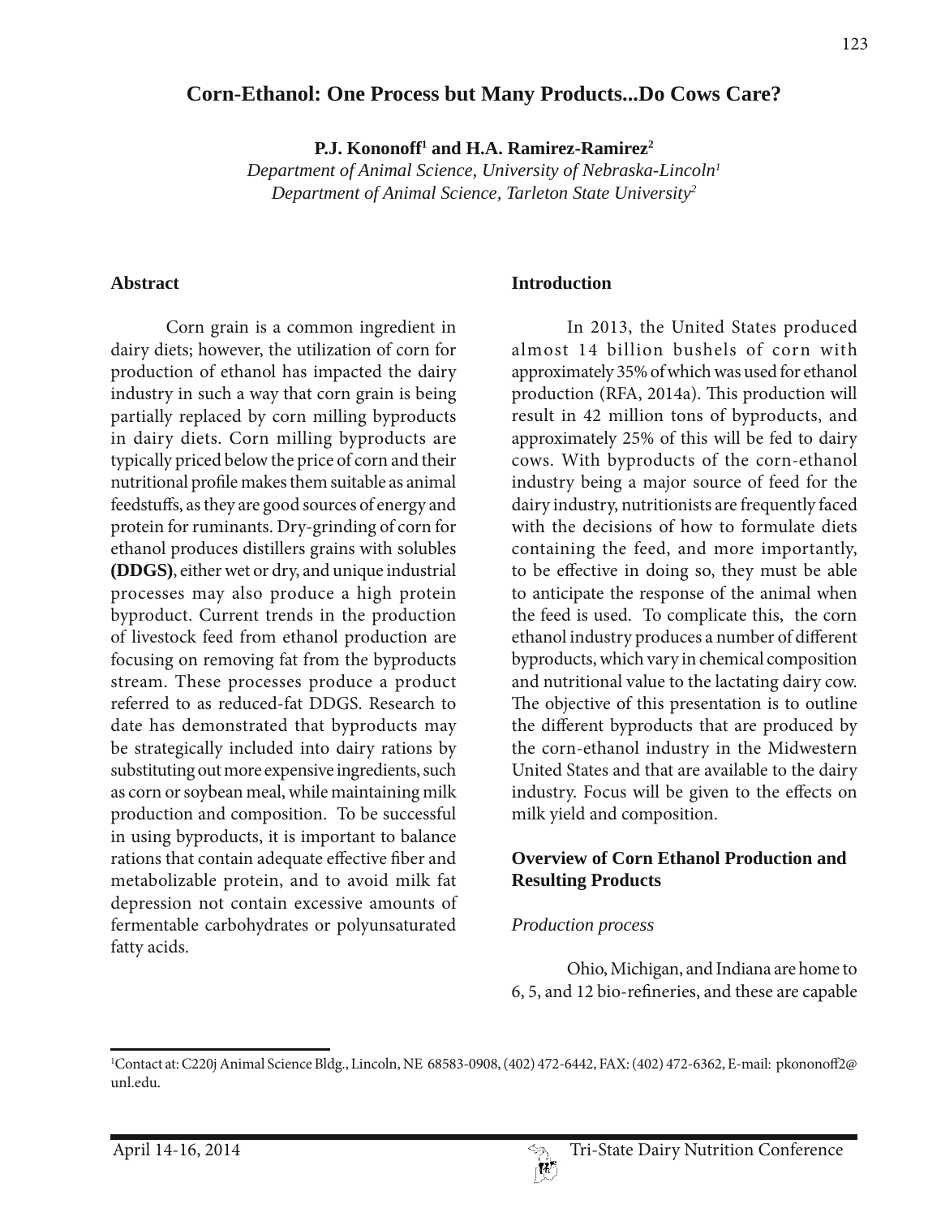# Corn-Ethanol: One Process but Many Products...Do Cows Care?

**P.J. Kononoff[1] and H.A. Ramirez-Ramirez[2]**

*Department of Animal Science, University of Nebraska-Lincoln[1]*
*Department of Animal Science, Tarleton State University[2]*

## Abstract

Corn grain is a common ingredient in dairy diets; however, the utilization of corn for production of ethanol has impacted the dairy industry in such a way that corn grain is being partially replaced by corn milling byproducts in dairy diets. Corn milling byproducts are typically priced below the price of corn and their nutritional profile makes them suitable as animal feedstuffs, as they are good sources of energy and protein for ruminants. Dry-grinding of corn for ethanol produces distillers grains with solubles **(DDGS)**, either wet or dry, and unique industrial processes may also produce a high protein byproduct. Current trends in the production of livestock feed from ethanol production are focusing on removing fat from the byproducts stream. These processes produce a product referred to as reduced-fat DDGS. Research to date has demonstrated that byproducts may be strategically included into dairy rations by substituting out more expensive ingredients, such as corn or soybean meal, while maintaining milk production and composition. To be successful in using byproducts, it is important to balance rations that contain adequate effective fiber and metabolizable protein, and to avoid milk fat depression not contain excessive amounts of fermentable carbohydrates or polyunsaturated fatty acids.

## Introduction

In 2013, the United States produced almost 14 billion bushels of corn with approximately 35% of which was used for ethanol production (RFA, 2014a). This production will result in 42 million tons of byproducts, and approximately 25% of this will be fed to dairy cows. With byproducts of the corn-ethanol industry being a major source of feed for the dairy industry, nutritionists are frequently faced with the decisions of how to formulate diets containing the feed, and more importantly, to be effective in doing so, they must be able to anticipate the response of the animal when the feed is used. To complicate this, the corn ethanol industry produces a number of different byproducts, which vary in chemical composition and nutritional value to the lactating dairy cow. The objective of this presentation is to outline the different byproducts that are produced by the corn-ethanol industry in the Midwestern United States and that are available to the dairy industry. Focus will be given to the effects on milk yield and composition.

## Overview of Corn Ethanol Production and Resulting Products

### *Production process*

Ohio, Michigan, and Indiana are home to 6, 5, and 12 bio-refineries, and these are capable

[1]Contact at: C220j Animal Science Bldg., Lincoln, NE 68583-0908, (402) 472-6442, FAX: (402) 472-6362, E-mail: pkononoff2@unl.edu.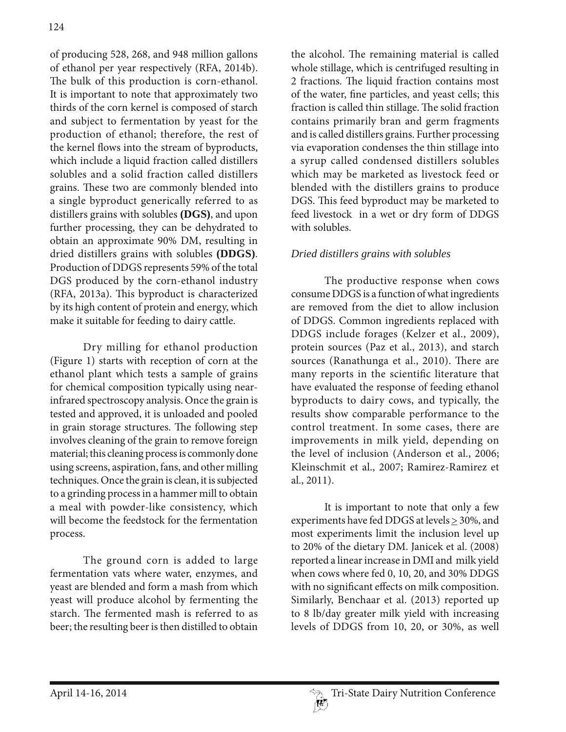of producing 528, 268, and 948 million gallons of ethanol per year respectively (RFA, 2014b). The bulk of this production is corn-ethanol. It is important to note that approximately two thirds of the corn kernel is composed of starch and subject to fermentation by yeast for the production of ethanol; therefore, the rest of the kernel flows into the stream of byproducts, which include a liquid fraction called distillers solubles and a solid fraction called distillers grains. These two are commonly blended into a single byproduct generically referred to as distillers grains with solubles **(DGS)**, and upon further processing, they can be dehydrated to obtain an approximate 90% DM, resulting in dried distillers grains with solubles **(DDGS)**. Production of DDGS represents 59% of the total DGS produced by the corn-ethanol industry (RFA, 2013a). This byproduct is characterized by its high content of protein and energy, which make it suitable for feeding to dairy cattle.

Dry milling for ethanol production (Figure 1) starts with reception of corn at the ethanol plant which tests a sample of grains for chemical composition typically using near-infrared spectroscopy analysis. Once the grain is tested and approved, it is unloaded and pooled in grain storage structures. The following step involves cleaning of the grain to remove foreign material; this cleaning process is commonly done using screens, aspiration, fans, and other milling techniques. Once the grain is clean, it is subjected to a grinding process in a hammer mill to obtain a meal with powder-like consistency, which will become the feedstock for the fermentation process.

The ground corn is added to large fermentation vats where water, enzymes, and yeast are blended and form a mash from which yeast will produce alcohol by fermenting the starch. The fermented mash is referred to as beer; the resulting beer is then distilled to obtain the alcohol. The remaining material is called whole stillage, which is centrifuged resulting in 2 fractions. The liquid fraction contains most of the water, fine particles, and yeast cells; this fraction is called thin stillage. The solid fraction contains primarily bran and germ fragments and is called distillers grains. Further processing via evaporation condenses the thin stillage into a syrup called condensed distillers solubles which may be marketed as livestock feed or blended with the distillers grains to produce DGS. This feed byproduct may be marketed to feed livestock in a wet or dry form of DDGS with solubles.

### *Dried distillers grains with solubles*

The productive response when cows consume DDGS is a function of what ingredients are removed from the diet to allow inclusion of DDGS. Common ingredients replaced with DDGS include forages (Kelzer et al., 2009), protein sources (Paz et al., 2013), and starch sources (Ranathunga et al., 2010). There are many reports in the scientific literature that have evaluated the response of feeding ethanol byproducts to dairy cows, and typically, the results show comparable performance to the control treatment. In some cases, there are improvements in milk yield, depending on the level of inclusion (Anderson et al., 2006; Kleinschmit et al., 2007; Ramirez-Ramirez et al., 2011).

It is important to note that only a few experiments have fed DDGS at levels $\geq$ 30%, and most experiments limit the inclusion level up to 20% of the dietary DM. Janicek et al. (2008) reported a linear increase in DMI and milk yield when cows where fed 0, 10, 20, and 30% DDGS with no significant effects on milk composition. Similarly, Benchaar et al. (2013) reported up to 8 lb/day greater milk yield with increasing levels of DDGS from 10, 20, or 30%, as well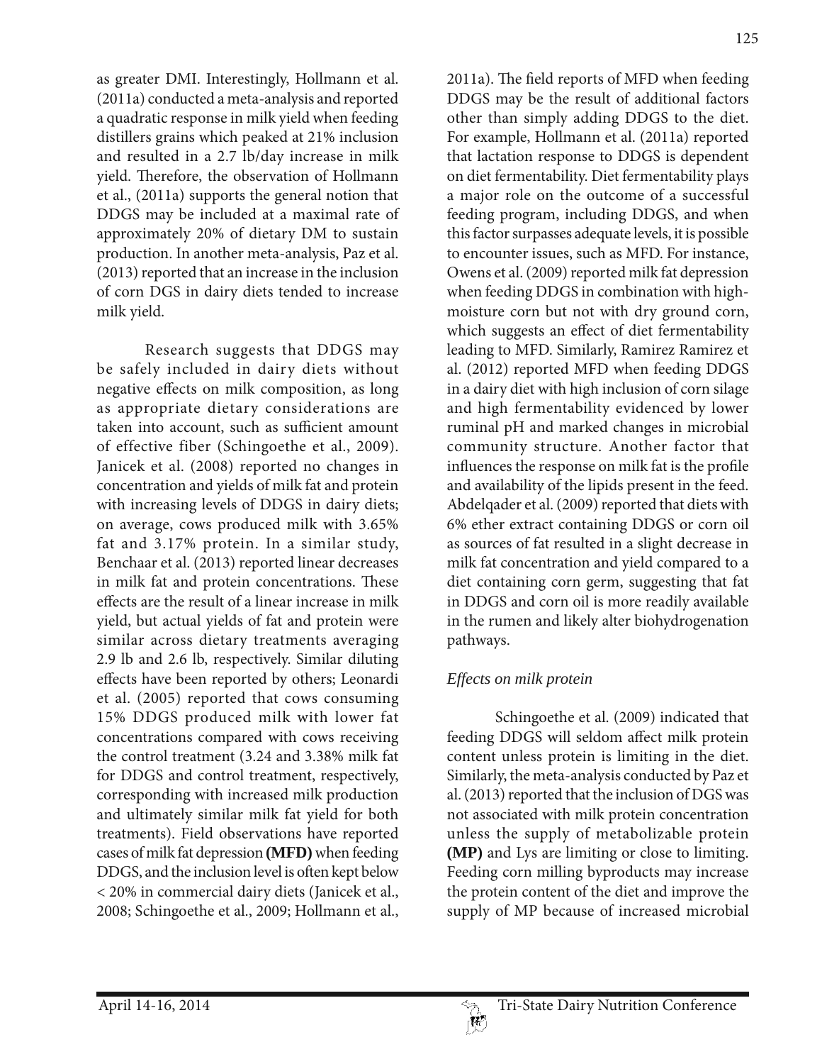as greater DMI. Interestingly, Hollmann et al. (2011a) conducted a meta-analysis and reported a quadratic response in milk yield when feeding distillers grains which peaked at 21% inclusion and resulted in a 2.7 lb/day increase in milk yield. Therefore, the observation of Hollmann et al., (2011a) supports the general notion that DDGS may be included at a maximal rate of approximately 20% of dietary DM to sustain production. In another meta-analysis, Paz et al. (2013) reported that an increase in the inclusion of corn DGS in dairy diets tended to increase milk yield.

Research suggests that DDGS may be safely included in dairy diets without negative effects on milk composition, as long as appropriate dietary considerations are taken into account, such as sufficient amount of effective fiber (Schingoethe et al., 2009). Janicek et al. (2008) reported no changes in concentration and yields of milk fat and protein with increasing levels of DDGS in dairy diets; on average, cows produced milk with 3.65% fat and 3.17% protein. In a similar study, Benchaar et al. (2013) reported linear decreases in milk fat and protein concentrations. These effects are the result of a linear increase in milk yield, but actual yields of fat and protein were similar across dietary treatments averaging 2.9 lb and 2.6 lb, respectively. Similar diluting effects have been reported by others; Leonardi et al. (2005) reported that cows consuming 15% DDGS produced milk with lower fat concentrations compared with cows receiving the control treatment (3.24 and 3.38% milk fat for DDGS and control treatment, respectively, corresponding with increased milk production and ultimately similar milk fat yield for both treatments). Field observations have reported cases of milk fat depression **(MFD)** when feeding DDGS, and the inclusion level is often kept below < 20% in commercial dairy diets (Janicek et al., 2008; Schingoethe et al., 2009; Hollmann et al., 2011a). The field reports of MFD when feeding DDGS may be the result of additional factors other than simply adding DDGS to the diet. For example, Hollmann et al. (2011a) reported that lactation response to DDGS is dependent on diet fermentability. Diet fermentability plays a major role on the outcome of a successful feeding program, including DDGS, and when this factor surpasses adequate levels, it is possible to encounter issues, such as MFD. For instance, Owens et al. (2009) reported milk fat depression when feeding DDGS in combination with high-moisture corn but not with dry ground corn, which suggests an effect of diet fermentability leading to MFD. Similarly, Ramirez Ramirez et al. (2012) reported MFD when feeding DDGS in a dairy diet with high inclusion of corn silage and high fermentability evidenced by lower ruminal pH and marked changes in microbial community structure. Another factor that influences the response on milk fat is the profile and availability of the lipids present in the feed. Abdelqader et al. (2009) reported that diets with 6% ether extract containing DDGS or corn oil as sources of fat resulted in a slight decrease in milk fat concentration and yield compared to a diet containing corn germ, suggesting that fat in DDGS and corn oil is more readily available in the rumen and likely alter biohydrogenation pathways.

### *Effects on milk protein*

Schingoethe et al. (2009) indicated that feeding DDGS will seldom affect milk protein content unless protein is limiting in the diet. Similarly, the meta-analysis conducted by Paz et al. (2013) reported that the inclusion of DGS was not associated with milk protein concentration unless the supply of metabolizable protein **(MP)** and Lys are limiting or close to limiting. Feeding corn milling byproducts may increase the protein content of the diet and improve the supply of MP because of increased microbial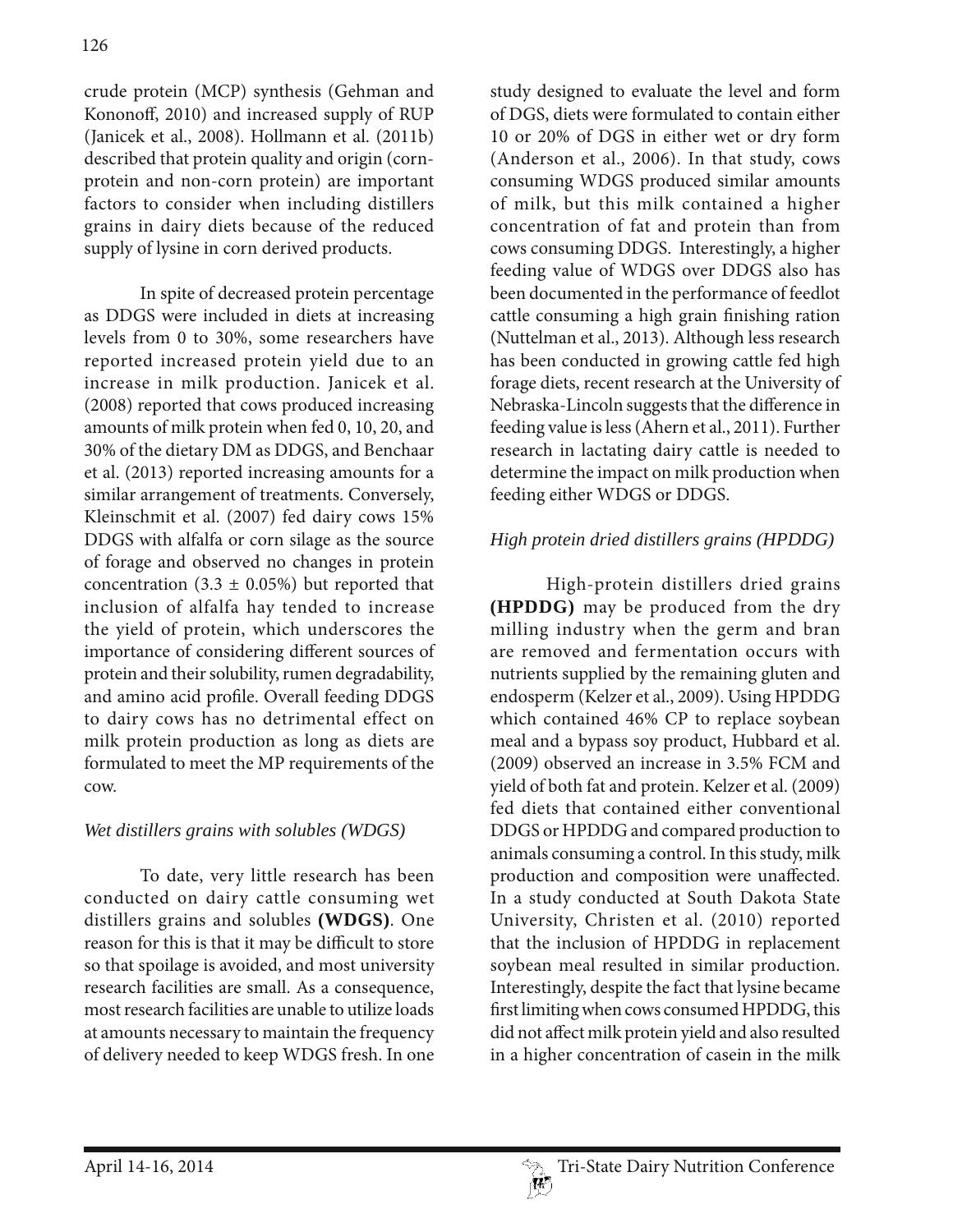crude protein (MCP) synthesis (Gehman and Kononoff, 2010) and increased supply of RUP (Janicek et al., 2008). Hollmann et al. (2011b) described that protein quality and origin (corn-protein and non-corn protein) are important factors to consider when including distillers grains in dairy diets because of the reduced supply of lysine in corn derived products.

In spite of decreased protein percentage as DDGS were included in diets at increasing levels from 0 to 30%, some researchers have reported increased protein yield due to an increase in milk production. Janicek et al. (2008) reported that cows produced increasing amounts of milk protein when fed 0, 10, 20, and 30% of the dietary DM as DDGS, and Benchaar et al. (2013) reported increasing amounts for a similar arrangement of treatments. Conversely, Kleinschmit et al. (2007) fed dairy cows 15% DDGS with alfalfa or corn silage as the source of forage and observed no changes in protein concentration ($3.3 \pm 0.05\%$) but reported that inclusion of alfalfa hay tended to increase the yield of protein, which underscores the importance of considering different sources of protein and their solubility, rumen degradability, and amino acid profile. Overall feeding DDGS to dairy cows has no detrimental effect on milk protein production as long as diets are formulated to meet the MP requirements of the cow.

### *Wet distillers grains with solubles (WDGS)*

To date, very little research has been conducted on dairy cattle consuming wet distillers grains and solubles **(WDGS)**. One reason for this is that it may be difficult to store so that spoilage is avoided, and most university research facilities are small. As a consequence, most research facilities are unable to utilize loads at amounts necessary to maintain the frequency of delivery needed to keep WDGS fresh. In one study designed to evaluate the level and form of DGS, diets were formulated to contain either 10 or 20% of DGS in either wet or dry form (Anderson et al., 2006). In that study, cows consuming WDGS produced similar amounts of milk, but this milk contained a higher concentration of fat and protein than from cows consuming DDGS. Interestingly, a higher feeding value of WDGS over DDGS also has been documented in the performance of feedlot cattle consuming a high grain finishing ration (Nuttelman et al., 2013). Although less research has been conducted in growing cattle fed high forage diets, recent research at the University of Nebraska-Lincoln suggests that the difference in feeding value is less (Ahern et al., 2011). Further research in lactating dairy cattle is needed to determine the impact on milk production when feeding either WDGS or DDGS.

### *High protein dried distillers grains (HPDDG)*

High-protein distillers dried grains **(HPDDG)** may be produced from the dry milling industry when the germ and bran are removed and fermentation occurs with nutrients supplied by the remaining gluten and endosperm (Kelzer et al., 2009). Using HPDDG which contained 46% CP to replace soybean meal and a bypass soy product, Hubbard et al. (2009) observed an increase in 3.5% FCM and yield of both fat and protein. Kelzer et al. (2009) fed diets that contained either conventional DDGS or HPDDG and compared production to animals consuming a control. In this study, milk production and composition were unaffected. In a study conducted at South Dakota State University, Christen et al. (2010) reported that the inclusion of HPDDG in replacement soybean meal resulted in similar production. Interestingly, despite the fact that lysine became first limiting when cows consumed HPDDG, this did not affect milk protein yield and also resulted in a higher concentration of casein in the milk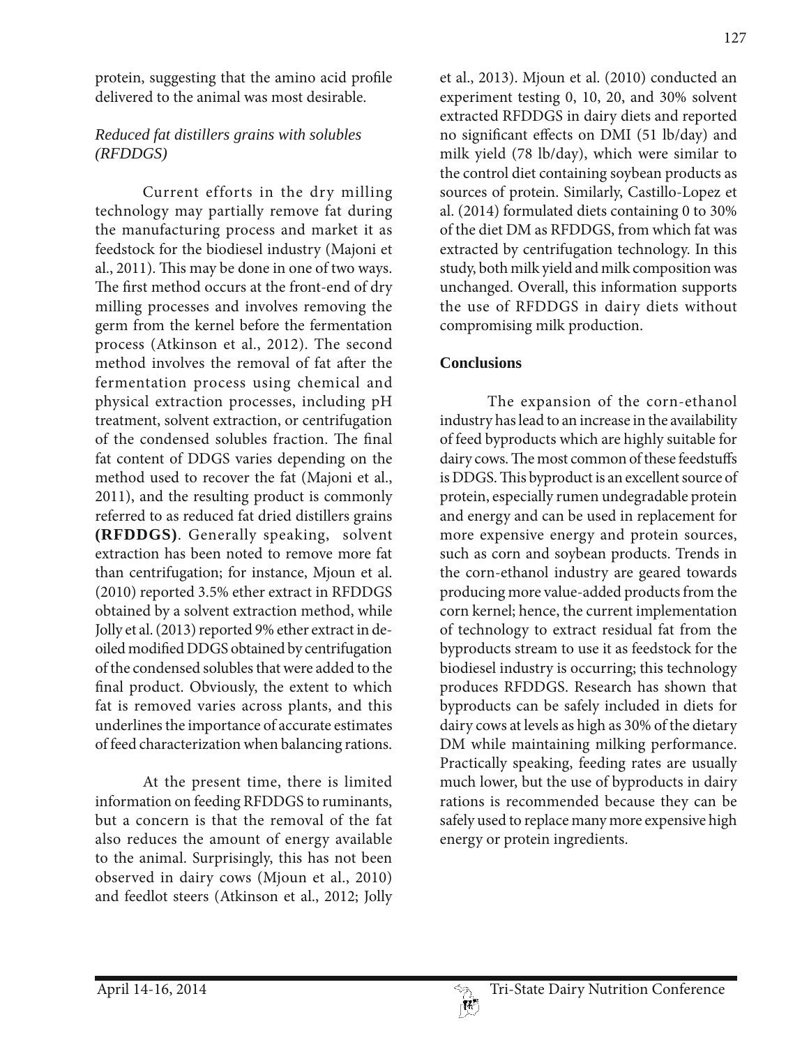protein, suggesting that the amino acid profile delivered to the animal was most desirable.

### *Reduced fat distillers grains with solubles (RFDDGS)*

Current efforts in the dry milling technology may partially remove fat during the manufacturing process and market it as feedstock for the biodiesel industry (Majoni et al., 2011). This may be done in one of two ways. The first method occurs at the front-end of dry milling processes and involves removing the germ from the kernel before the fermentation process (Atkinson et al., 2012). The second method involves the removal of fat after the fermentation process using chemical and physical extraction processes, including pH treatment, solvent extraction, or centrifugation of the condensed solubles fraction. The final fat content of DDGS varies depending on the method used to recover the fat (Majoni et al., 2011), and the resulting product is commonly referred to as reduced fat dried distillers grains **(RFDDGS)**. Generally speaking, solvent extraction has been noted to remove more fat than centrifugation; for instance, Mjoun et al. (2010) reported 3.5% ether extract in RFDDGS obtained by a solvent extraction method, while Jolly et al. (2013) reported 9% ether extract in de-oiled modified DDGS obtained by centrifugation of the condensed solubles that were added to the final product. Obviously, the extent to which fat is removed varies across plants, and this underlines the importance of accurate estimates of feed characterization when balancing rations.

At the present time, there is limited information on feeding RFDDGS to ruminants, but a concern is that the removal of the fat also reduces the amount of energy available to the animal. Surprisingly, this has not been observed in dairy cows (Mjoun et al., 2010) and feedlot steers (Atkinson et al., 2012; Jolly et al., 2013). Mjoun et al. (2010) conducted an experiment testing 0, 10, 20, and 30% solvent extracted RFDDGS in dairy diets and reported no significant effects on DMI (51 lb/day) and milk yield (78 lb/day), which were similar to the control diet containing soybean products as sources of protein. Similarly, Castillo-Lopez et al. (2014) formulated diets containing 0 to 30% of the diet DM as RFDDGS, from which fat was extracted by centrifugation technology. In this study, both milk yield and milk composition was unchanged. Overall, this information supports the use of RFDDGS in dairy diets without compromising milk production.

## Conclusions

The expansion of the corn-ethanol industry has lead to an increase in the availability of feed byproducts which are highly suitable for dairy cows. The most common of these feedstuffs is DDGS. This byproduct is an excellent source of protein, especially rumen undegradable protein and energy and can be used in replacement for more expensive energy and protein sources, such as corn and soybean products. Trends in the corn-ethanol industry are geared towards producing more value-added products from the corn kernel; hence, the current implementation of technology to extract residual fat from the byproducts stream to use it as feedstock for the biodiesel industry is occurring; this technology produces RFDDGS. Research has shown that byproducts can be safely included in diets for dairy cows at levels as high as 30% of the dietary DM while maintaining milking performance. Practically speaking, feeding rates are usually much lower, but the use of byproducts in dairy rations is recommended because they can be safely used to replace many more expensive high energy or protein ingredients.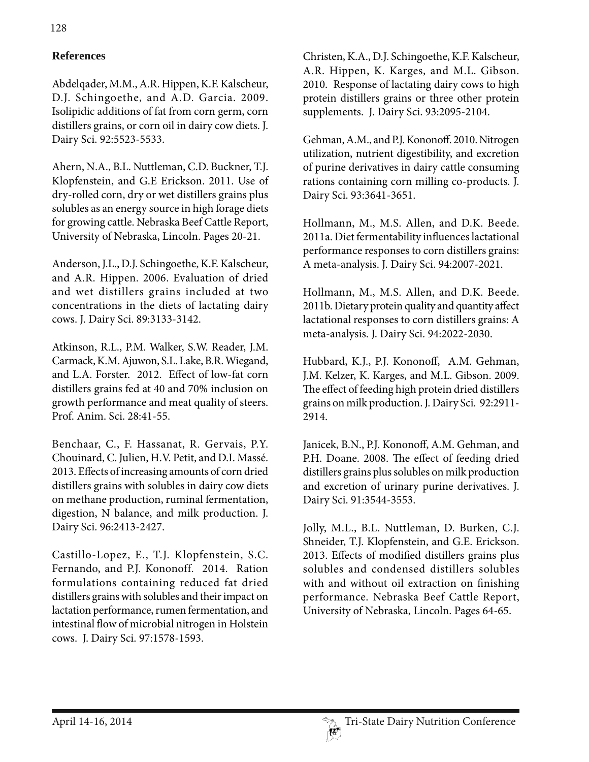## References

Abdelqader, M.M., A.R. Hippen, K.F. Kalscheur, D.J. Schingoethe, and A.D. Garcia. 2009. Isolipidic additions of fat from corn germ, corn distillers grains, or corn oil in dairy cow diets. J. Dairy Sci. 92:5523-5533.

Ahern, N.A., B.L. Nuttleman, C.D. Buckner, T.J. Klopfenstein, and G.E Erickson. 2011. Use of dry-rolled corn, dry or wet distillers grains plus solubles as an energy source in high forage diets for growing cattle. Nebraska Beef Cattle Report, University of Nebraska, Lincoln. Pages 20-21.

Anderson, J.L., D.J. Schingoethe, K.F. Kalscheur, and A.R. Hippen. 2006. Evaluation of dried and wet distillers grains included at two concentrations in the diets of lactating dairy cows. J. Dairy Sci. 89:3133-3142.

Atkinson, R.L., P.M. Walker, S.W. Reader, J.M. Carmack, K.M. Ajuwon, S.L. Lake, B.R. Wiegand, and L.A. Forster. 2012. Effect of low-fat corn distillers grains fed at 40 and 70% inclusion on growth performance and meat quality of steers. Prof. Anim. Sci. 28:41-55.

Benchaar, C., F. Hassanat, R. Gervais, P.Y. Chouinard, C. Julien, H.V. Petit, and D.I. Massé. 2013. Effects of increasing amounts of corn dried distillers grains with solubles in dairy cow diets on methane production, ruminal fermentation, digestion, N balance, and milk production. J. Dairy Sci. 96:2413-2427.

Castillo-Lopez, E., T.J. Klopfenstein, S.C. Fernando, and P.J. Kononoff. 2014. Ration formulations containing reduced fat dried distillers grains with solubles and their impact on lactation performance, rumen fermentation, and intestinal flow of microbial nitrogen in Holstein cows. J. Dairy Sci. 97:1578-1593.

Christen, K.A., D.J. Schingoethe, K.F. Kalscheur, A.R. Hippen, K. Karges, and M.L. Gibson. 2010. Response of lactating dairy cows to high protein distillers grains or three other protein supplements. J. Dairy Sci. 93:2095-2104.

Gehman, A.M., and P.J. Kononoff. 2010. Nitrogen utilization, nutrient digestibility, and excretion of purine derivatives in dairy cattle consuming rations containing corn milling co-products. J. Dairy Sci. 93:3641-3651.

Hollmann, M., M.S. Allen, and D.K. Beede. 2011a. Diet fermentability influences lactational performance responses to corn distillers grains: A meta-analysis. J. Dairy Sci. 94:2007-2021.

Hollmann, M., M.S. Allen, and D.K. Beede. 2011b. Dietary protein quality and quantity affect lactational responses to corn distillers grains: A meta-analysis. J. Dairy Sci. 94:2022-2030.

Hubbard, K.J., P.J. Kononoff, A.M. Gehman, J.M. Kelzer, K. Karges, and M.L. Gibson. 2009. The effect of feeding high protein dried distillers grains on milk production. J. Dairy Sci. 92:2911-2914.

Janicek, B.N., P.J. Kononoff, A.M. Gehman, and P.H. Doane. 2008. The effect of feeding dried distillers grains plus solubles on milk production and excretion of urinary purine derivatives. J. Dairy Sci. 91:3544-3553.

Jolly, M.L., B.L. Nuttleman, D. Burken, C.J. Shneider, T.J. Klopfenstein, and G.E. Erickson. 2013. Effects of modified distillers grains plus solubles and condensed distillers solubles with and without oil extraction on finishing performance. Nebraska Beef Cattle Report, University of Nebraska, Lincoln. Pages 64-65.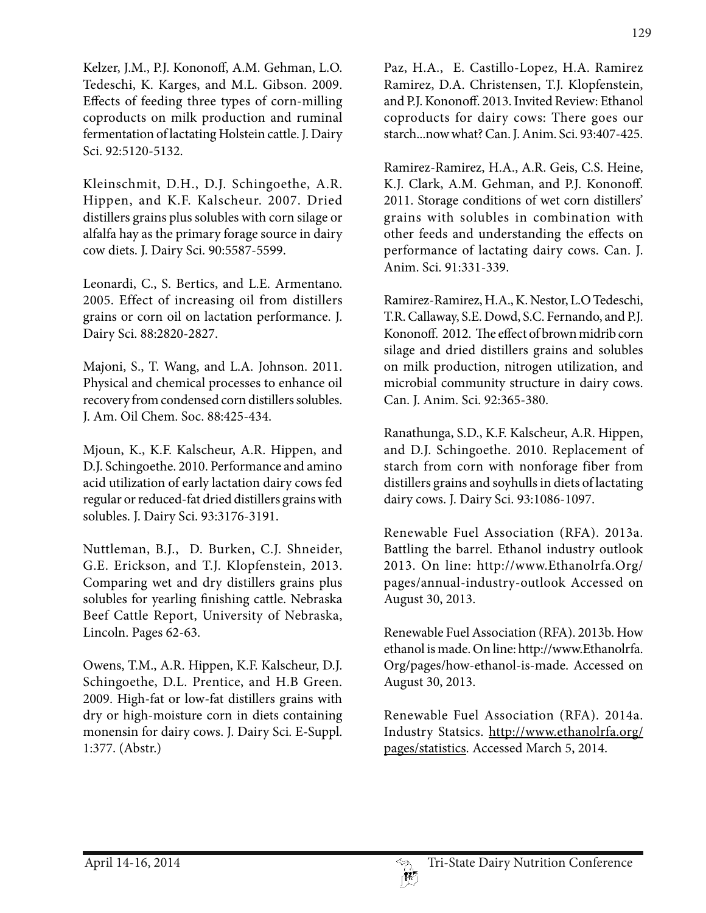Kelzer, J.M., P.J. Kononoff, A.M. Gehman, L.O. Tedeschi, K. Karges, and M.L. Gibson. 2009. Effects of feeding three types of corn-milling coproducts on milk production and ruminal fermentation of lactating Holstein cattle. J. Dairy Sci. 92:5120-5132.

Kleinschmit, D.H., D.J. Schingoethe, A.R. Hippen, and K.F. Kalscheur. 2007. Dried distillers grains plus solubles with corn silage or alfalfa hay as the primary forage source in dairy cow diets. J. Dairy Sci. 90:5587-5599.

Leonardi, C., S. Bertics, and L.E. Armentano. 2005. Effect of increasing oil from distillers grains or corn oil on lactation performance. J. Dairy Sci. 88:2820-2827.

Majoni, S., T. Wang, and L.A. Johnson. 2011. Physical and chemical processes to enhance oil recovery from condensed corn distillers solubles. J. Am. Oil Chem. Soc. 88:425-434.

Mjoun, K., K.F. Kalscheur, A.R. Hippen, and D.J. Schingoethe. 2010. Performance and amino acid utilization of early lactation dairy cows fed regular or reduced-fat dried distillers grains with solubles. J. Dairy Sci. 93:3176-3191.

Nuttleman, B.J., D. Burken, C.J. Shneider, G.E. Erickson, and T.J. Klopfenstein, 2013. Comparing wet and dry distillers grains plus solubles for yearling finishing cattle. Nebraska Beef Cattle Report, University of Nebraska, Lincoln. Pages 62-63.

Owens, T.M., A.R. Hippen, K.F. Kalscheur, D.J. Schingoethe, D.L. Prentice, and H.B Green. 2009. High-fat or low-fat distillers grains with dry or high-moisture corn in diets containing monensin for dairy cows. J. Dairy Sci. E-Suppl. 1:377. (Abstr.)

Paz, H.A., E. Castillo-Lopez, H.A. Ramirez Ramirez, D.A. Christensen, T.J. Klopfenstein, and P.J. Kononoff. 2013. Invited Review: Ethanol coproducts for dairy cows: There goes our starch...now what? Can. J. Anim. Sci. 93:407-425.

Ramirez-Ramirez, H.A., A.R. Geis, C.S. Heine, K.J. Clark, A.M. Gehman, and P.J. Kononoff. 2011. Storage conditions of wet corn distillers' grains with solubles in combination with other feeds and understanding the effects on performance of lactating dairy cows. Can. J. Anim. Sci. 91:331-339.

Ramirez-Ramirez, H.A., K. Nestor, L.O Tedeschi, T.R. Callaway, S.E. Dowd, S.C. Fernando, and P.J. Kononoff. 2012. The effect of brown midrib corn silage and dried distillers grains and solubles on milk production, nitrogen utilization, and microbial community structure in dairy cows. Can. J. Anim. Sci. 92:365-380.

Ranathunga, S.D., K.F. Kalscheur, A.R. Hippen, and D.J. Schingoethe. 2010. Replacement of starch from corn with nonforage fiber from distillers grains and soyhulls in diets of lactating dairy cows. J. Dairy Sci. 93:1086-1097.

Renewable Fuel Association (RFA). 2013a. Battling the barrel. Ethanol industry outlook 2013. On line: http://www.Ethanolrfa.Org/pages/annual-industry-outlook Accessed on August 30, 2013.

Renewable Fuel Association (RFA). 2013b. How ethanol is made. On line: http://www.Ethanolrfa.Org/pages/how-ethanol-is-made. Accessed on August 30, 2013.

Renewable Fuel Association (RFA). 2014a. Industry Statsics. http://www.ethanolrfa.org/pages/statistics. Accessed March 5, 2014.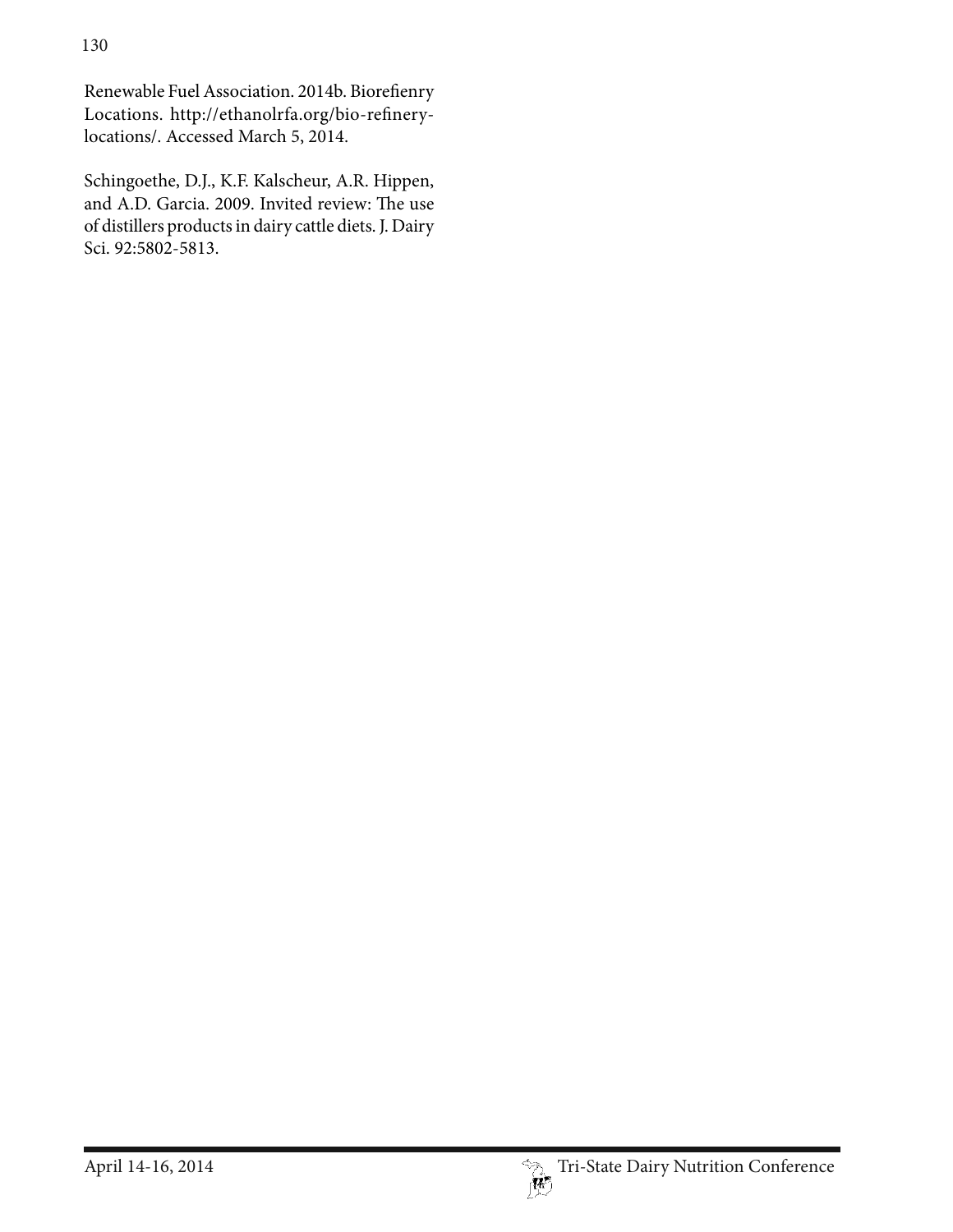Renewable Fuel Association. 2014b. Biorefienry Locations. http://ethanolrfa.org/bio-refinery-locations/. Accessed March 5, 2014.

Schingoethe, D.J., K.F. Kalscheur, A.R. Hippen, and A.D. Garcia. 2009. Invited review: The use of distillers products in dairy cattle diets. J. Dairy Sci. 92:5802-5813.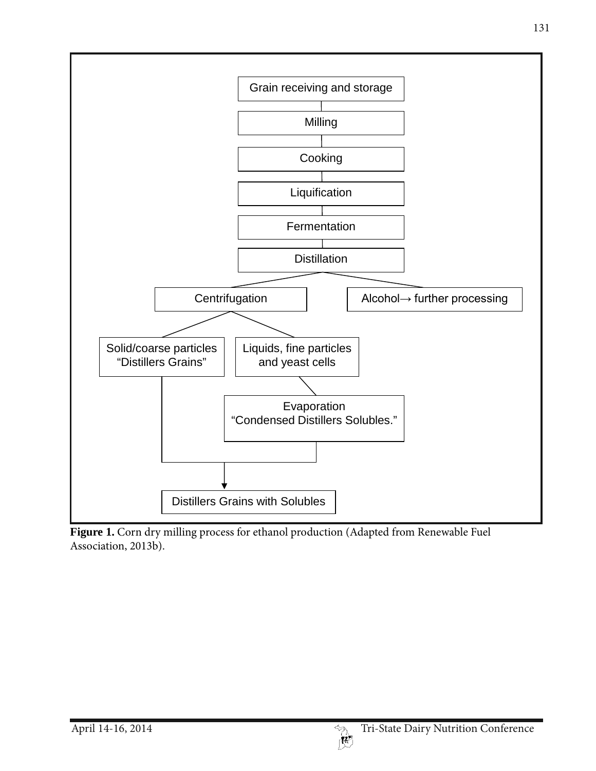Grain receiving and storage

Milling

Cooking

Liquification

Fermentation

Distillation

Centrifugation

Alcohol→ further processing

Solid/coarse particles
"Distillers Grains"

Liquids, fine particles
and yeast cells

Evaporation
"Condensed Distillers Solubles."

Distillers Grains with Solubles

**Figure 1.** Corn dry milling process for ethanol production (Adapted from Renewable Fuel Association, 2013b).